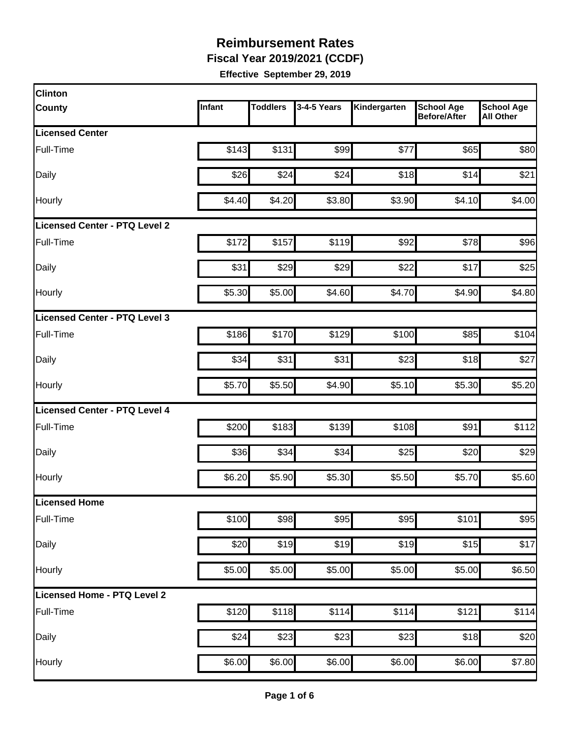# Reimbursement Rates

**Fiscal Year 2019/2021 (CCDF)**

**Effective September 29, 2019**

| Clinton County | Infant | Toddlers | 3-4-5 Years | Kindergarten | School Age Before/After | School Age All Other |
|---|---|---|---|---|---|---|
| **Licensed Center** | | | | | | |
| Full-Time | $143 | $131 | $99 | $77 | $65 | $80 |
| Daily | $26 | $24 | $24 | $18 | $14 | $21 |
| Hourly | $4.40 | $4.20 | $3.80 | $3.90 | $4.10 | $4.00 |
| **Licensed Center - PTQ Level 2** | | | | | | |
| Full-Time | $172 | $157 | $119 | $92 | $78 | $96 |
| Daily | $31 | $29 | $29 | $22 | $17 | $25 |
| Hourly | $5.30 | $5.00 | $4.60 | $4.70 | $4.90 | $4.80 |
| **Licensed Center - PTQ Level 3** | | | | | | |
| Full-Time | $186 | $170 | $129 | $100 | $85 | $104 |
| Daily | $34 | $31 | $31 | $23 | $18 | $27 |
| Hourly | $5.70 | $5.50 | $4.90 | $5.10 | $5.30 | $5.20 |
| **Licensed Center - PTQ Level 4** | | | | | | |
| Full-Time | $200 | $183 | $139 | $108 | $91 | $112 |
| Daily | $36 | $34 | $34 | $25 | $20 | $29 |
| Hourly | $6.20 | $5.90 | $5.30 | $5.50 | $5.70 | $5.60 |
| **Licensed Home** | | | | | | |
| Full-Time | $100 | $98 | $95 | $95 | $101 | $95 |
| Daily | $20 | $19 | $19 | $19 | $15 | $17 |
| Hourly | $5.00 | $5.00 | $5.00 | $5.00 | $5.00 | $6.50 |
| **Licensed Home - PTQ Level 2** | | | | | | |
| Full-Time | $120 | $118 | $114 | $114 | $121 | $114 |
| Daily | $24 | $23 | $23 | $23 | $18 | $20 |
| Hourly | $6.00 | $6.00 | $6.00 | $6.00 | $6.00 | $7.80 |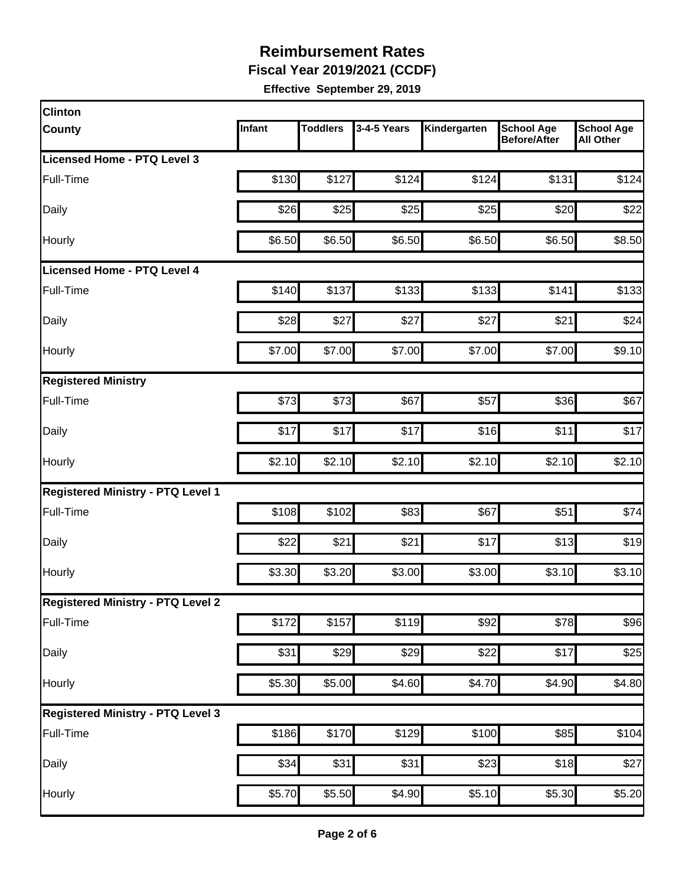# Reimbursement Rates

**Fiscal Year 2019/2021 (CCDF)**

**Effective September 29, 2019**

| Clinton County | Infant | Toddlers | 3-4-5 Years | Kindergarten | School Age Before/After | School Age All Other |
|---|---|---|---|---|---|---|
| **Licensed Home - PTQ Level 3** | | | | | | |
| Full-Time | $130 | $127 | $124 | $124 | $131 | $124 |
| Daily | $26 | $25 | $25 | $25 | $20 | $22 |
| Hourly | $6.50 | $6.50 | $6.50 | $6.50 | $6.50 | $8.50 |
| **Licensed Home - PTQ Level 4** | | | | | | |
| Full-Time | $140 | $137 | $133 | $133 | $141 | $133 |
| Daily | $28 | $27 | $27 | $27 | $21 | $24 |
| Hourly | $7.00 | $7.00 | $7.00 | $7.00 | $7.00 | $9.10 |
| **Registered Ministry** | | | | | | |
| Full-Time | $73 | $73 | $67 | $57 | $36 | $67 |
| Daily | $17 | $17 | $17 | $16 | $11 | $17 |
| Hourly | $2.10 | $2.10 | $2.10 | $2.10 | $2.10 | $2.10 |
| **Registered Ministry - PTQ Level 1** | | | | | | |
| Full-Time | $108 | $102 | $83 | $67 | $51 | $74 |
| Daily | $22 | $21 | $21 | $17 | $13 | $19 |
| Hourly | $3.30 | $3.20 | $3.00 | $3.00 | $3.10 | $3.10 |
| **Registered Ministry - PTQ Level 2** | | | | | | |
| Full-Time | $172 | $157 | $119 | $92 | $78 | $96 |
| Daily | $31 | $29 | $29 | $22 | $17 | $25 |
| Hourly | $5.30 | $5.00 | $4.60 | $4.70 | $4.90 | $4.80 |
| **Registered Ministry - PTQ Level 3** | | | | | | |
| Full-Time | $186 | $170 | $129 | $100 | $85 | $104 |
| Daily | $34 | $31 | $31 | $23 | $18 | $27 |
| Hourly | $5.70 | $5.50 | $4.90 | $5.10 | $5.30 | $5.20 |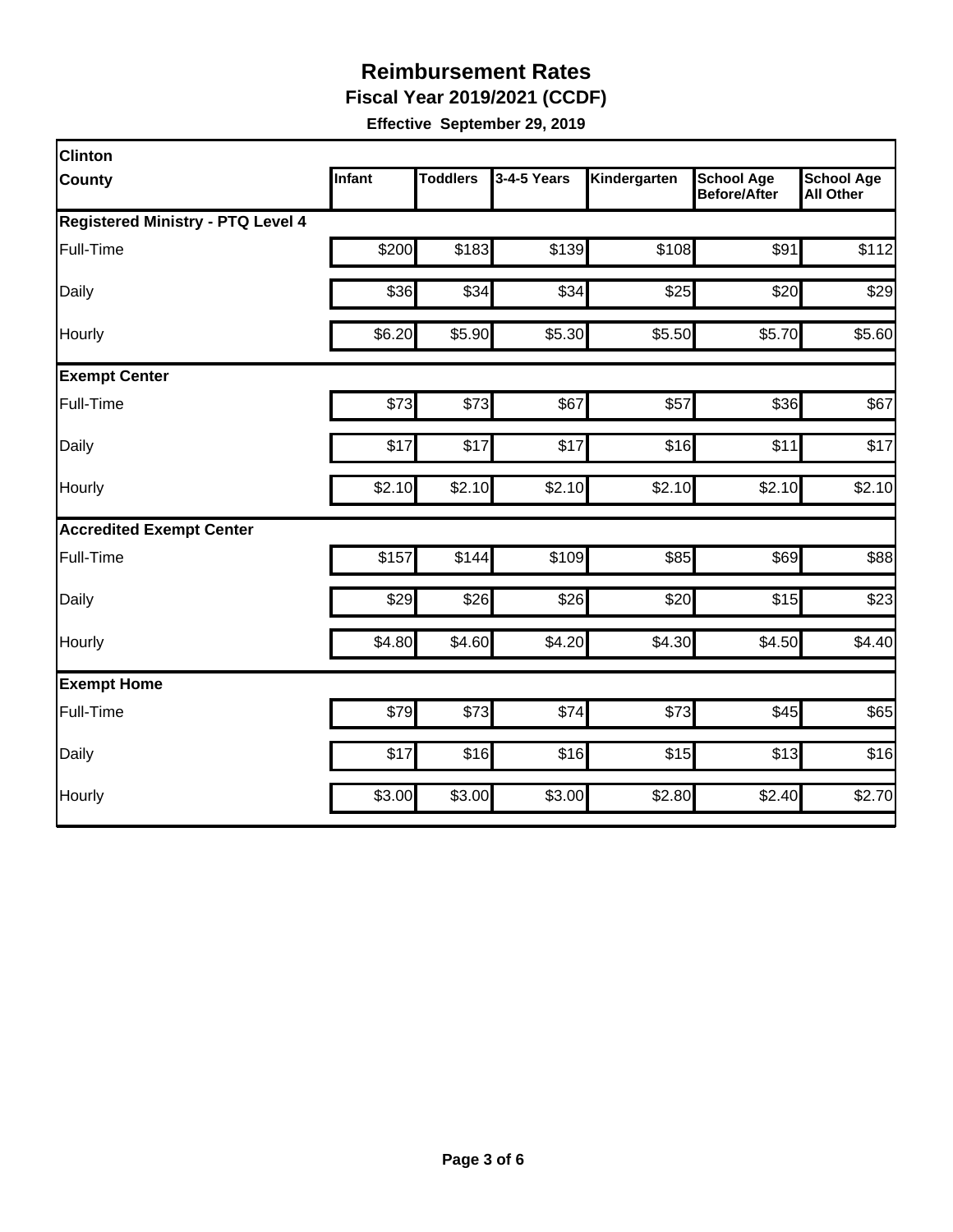# Reimbursement Rates

**Fiscal Year 2019/2021 (CCDF)**

**Effective September 29, 2019**

| Clinton County | Infant | Toddlers | 3-4-5 Years | Kindergarten | School Age Before/After | School Age All Other |
|---|---|---|---|---|---|---|
| **Registered Ministry - PTQ Level 4** | | | | | | |
| Full-Time | $200 | $183 | $139 | $108 | $91 | $112 |
| Daily | $36 | $34 | $34 | $25 | $20 | $29 |
| Hourly | $6.20 | $5.90 | $5.30 | $5.50 | $5.70 | $5.60 |
| **Exempt Center** | | | | | | |
| Full-Time | $73 | $73 | $67 | $57 | $36 | $67 |
| Daily | $17 | $17 | $17 | $16 | $11 | $17 |
| Hourly | $2.10 | $2.10 | $2.10 | $2.10 | $2.10 | $2.10 |
| **Accredited Exempt Center** | | | | | | |
| Full-Time | $157 | $144 | $109 | $85 | $69 | $88 |
| Daily | $29 | $26 | $26 | $20 | $15 | $23 |
| Hourly | $4.80 | $4.60 | $4.20 | $4.30 | $4.50 | $4.40 |
| **Exempt Home** | | | | | | |
| Full-Time | $79 | $73 | $74 | $73 | $45 | $65 |
| Daily | $17 | $16 | $16 | $15 | $13 | $16 |
| Hourly | $3.00 | $3.00 | $3.00 | $2.80 | $2.40 | $2.70 |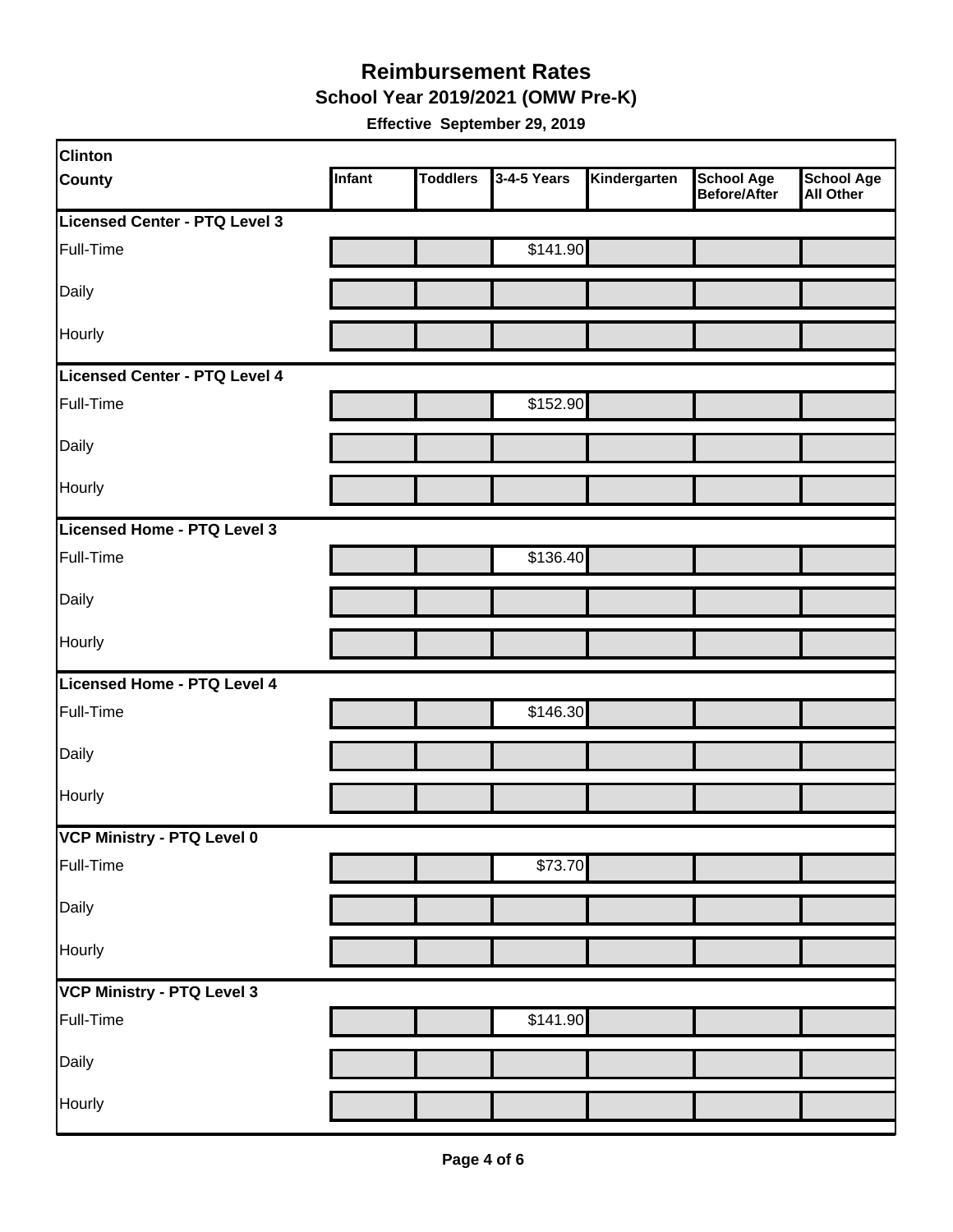# Reimbursement Rates

## School Year 2019/2021 (OMW Pre-K)

**Effective September 29, 2019**

| Clinton County | Infant | Toddlers | 3-4-5 Years | Kindergarten | School Age Before/After | School Age All Other |
|---|---|---|---|---|---|---|
| **Licensed Center - PTQ Level 3** | | | | | | |
| Full-Time | | | $141.90 | | | |
| Daily | | | | | | |
| Hourly | | | | | | |
| **Licensed Center - PTQ Level 4** | | | | | | |
| Full-Time | | | $152.90 | | | |
| Daily | | | | | | |
| Hourly | | | | | | |
| **Licensed Home - PTQ Level 3** | | | | | | |
| Full-Time | | | $136.40 | | | |
| Daily | | | | | | |
| Hourly | | | | | | |
| **Licensed Home - PTQ Level 4** | | | | | | |
| Full-Time | | | $146.30 | | | |
| Daily | | | | | | |
| Hourly | | | | | | |
| **VCP Ministry - PTQ Level 0** | | | | | | |
| Full-Time | | | $73.70 | | | |
| Daily | | | | | | |
| Hourly | | | | | | |
| **VCP Ministry - PTQ Level 3** | | | | | | |
| Full-Time | | | $141.90 | | | |
| Daily | | | | | | |
| Hourly | | | | | | |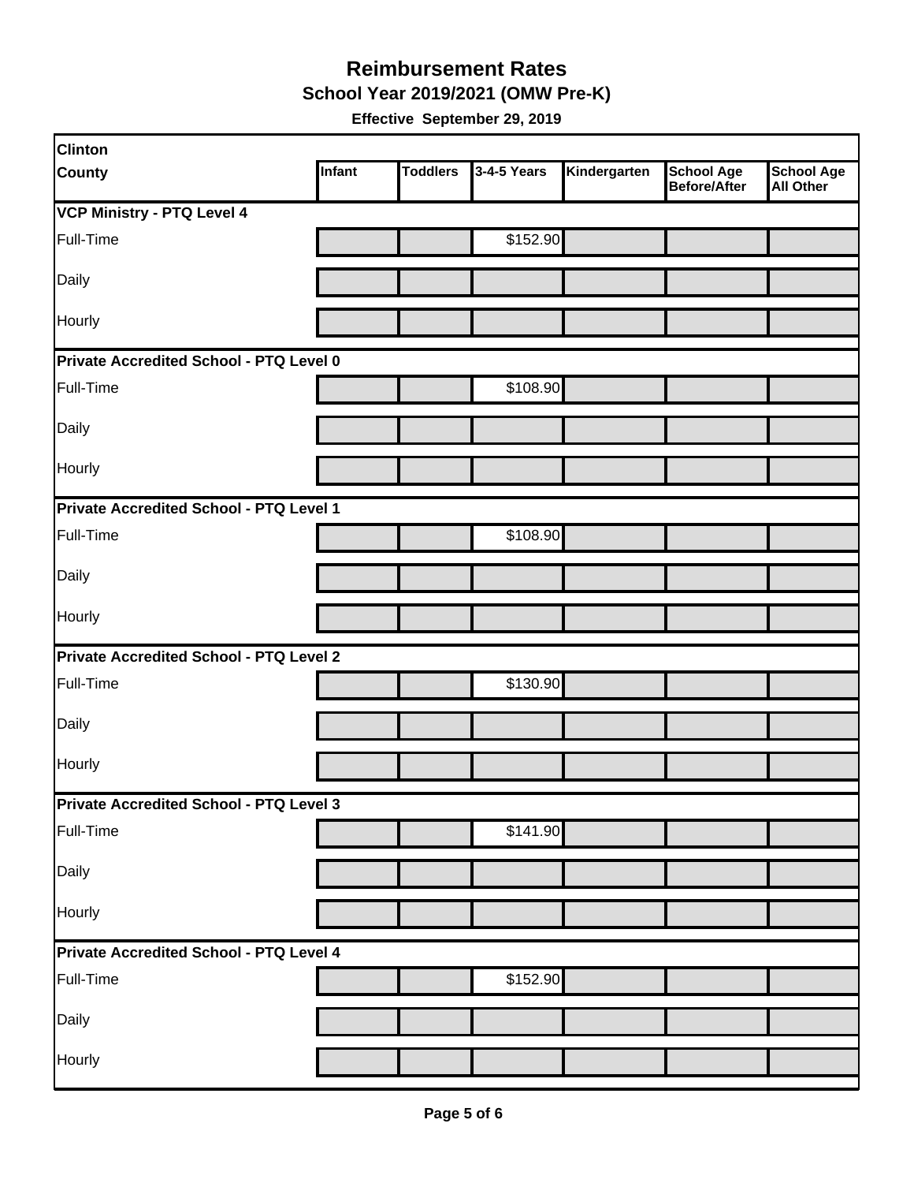# Reimbursement Rates

## School Year 2019/2021 (OMW Pre-K)

**Effective September 29, 2019**

| Clinton County | Infant | Toddlers | 3-4-5 Years | Kindergarten | School Age Before/After | School Age All Other |
|---|---|---|---|---|---|---|
| **VCP Ministry - PTQ Level 4** | | | | | | |
| Full-Time | | | $152.90 | | | |
| Daily | | | | | | |
| Hourly | | | | | | |
| **Private Accredited School - PTQ Level 0** | | | | | | |
| Full-Time | | | $108.90 | | | |
| Daily | | | | | | |
| Hourly | | | | | | |
| **Private Accredited School - PTQ Level 1** | | | | | | |
| Full-Time | | | $108.90 | | | |
| Daily | | | | | | |
| Hourly | | | | | | |
| **Private Accredited School - PTQ Level 2** | | | | | | |
| Full-Time | | | $130.90 | | | |
| Daily | | | | | | |
| Hourly | | | | | | |
| **Private Accredited School - PTQ Level 3** | | | | | | |
| Full-Time | | | $141.90 | | | |
| Daily | | | | | | |
| Hourly | | | | | | |
| **Private Accredited School - PTQ Level 4** | | | | | | |
| Full-Time | | | $152.90 | | | |
| Daily | | | | | | |
| Hourly | | | | | | |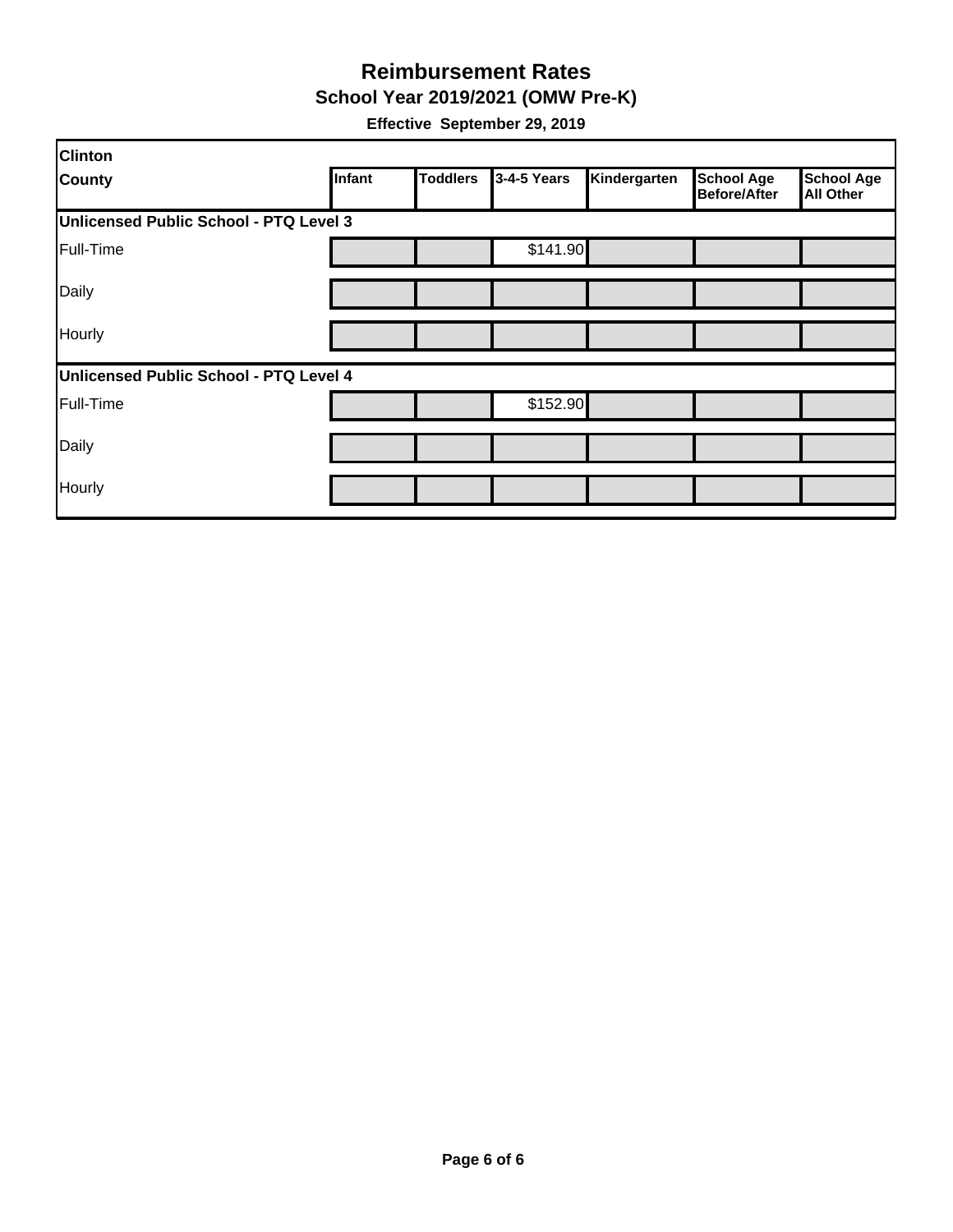# Reimbursement Rates

## School Year 2019/2021 (OMW Pre-K)

**Effective September 29, 2019**

| Clinton County | Infant | Toddlers | 3-4-5 Years | Kindergarten | School Age Before/After | School Age All Other |
|---|---|---|---|---|---|---|
| **Unlicensed Public School - PTQ Level 3** | | | | | | |
| Full-Time | | | $141.90 | | | |
| Daily | | | | | | |
| Hourly | | | | | | |
| **Unlicensed Public School - PTQ Level 4** | | | | | | |
| Full-Time | | | $152.90 | | | |
| Daily | | | | | | |
| Hourly | | | | | | |